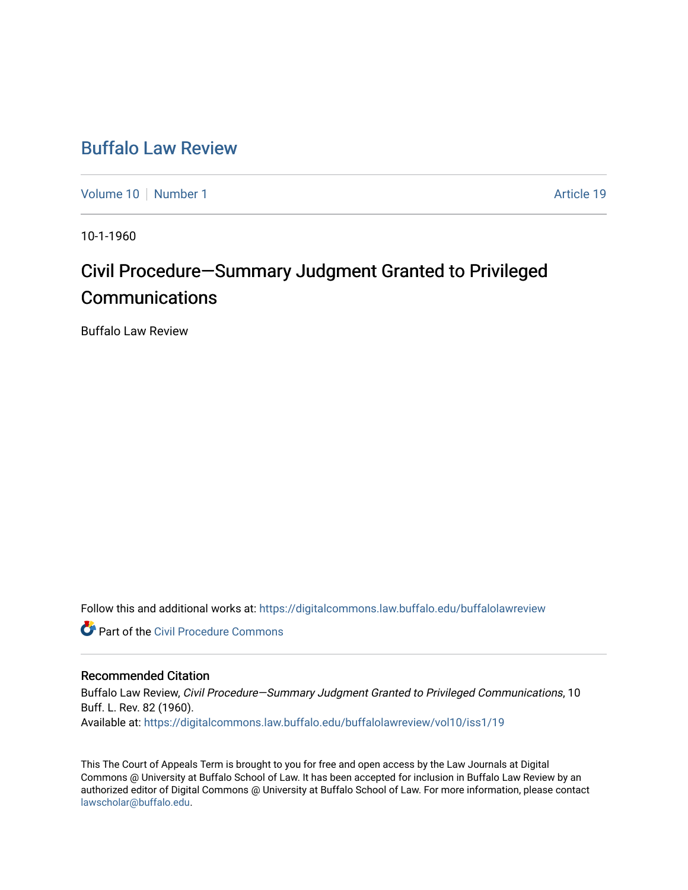# Buffalo Law Review

Volume 10 | Number 1 | Article 19

10-1-1960

## Civil Procedure—Summary Judgment Granted to Privileged Communications

Buffalo Law Review

Follow this and additional works at: https://digitalcommons.law.buffalo.edu/buffalolawreview

Part of the Civil Procedure Commons

### Recommended Citation

Buffalo Law Review, *Civil Procedure—Summary Judgment Granted to Privileged Communications*, 10 Buff. L. Rev. 82 (1960).
Available at: https://digitalcommons.law.buffalo.edu/buffalolawreview/vol10/iss1/19

This The Court of Appeals Term is brought to you for free and open access by the Law Journals at Digital Commons @ University at Buffalo School of Law. It has been accepted for inclusion in Buffalo Law Review by an authorized editor of Digital Commons @ University at Buffalo School of Law. For more information, please contact lawscholar@buffalo.edu.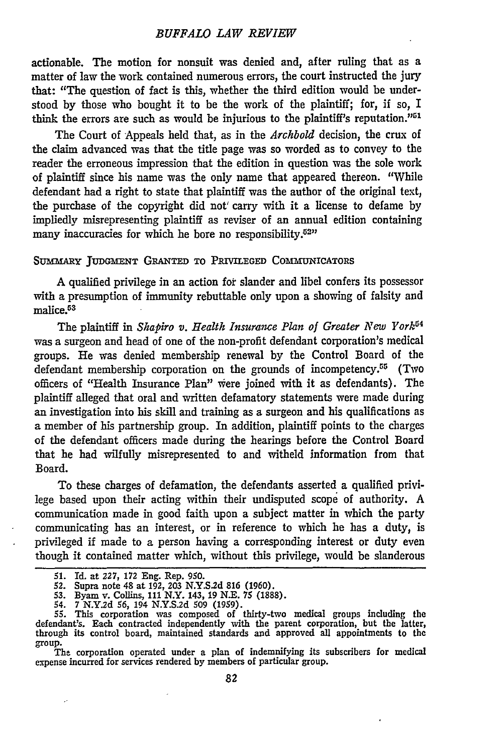actionable. The motion for nonsuit was denied and, after ruling that as a matter of law the work contained numerous errors, the court instructed the jury that: "The question of fact is this, whether the third edition would be understood by those who bought it to be the work of the plaintiff; for, if so, I think the errors are such as would be injurious to the plaintiff's reputation."[51]

The Court of Appeals held that, as in the *Archbold* decision, the crux of the claim advanced was that the title page was so worded as to convey to the reader the erroneous impression that the edition in question was the sole work of plaintiff since his name was the only name that appeared thereon. "While defendant had a right to state that plaintiff was the author of the original text, the purchase of the copyright did not carry with it a license to defame by impliedly misrepresenting plaintiff as reviser of an annual edition containing many inaccuracies for which he bore no responsibility.[52]"

SUMMARY JUDGMENT GRANTED TO PRIVILEGED COMMUNICATORS

A qualified privilege in an action for slander and libel confers its possessor with a presumption of immunity rebuttable only upon a showing of falsity and malice.[53]

The plaintiff in *Shapiro v. Health Insurance Plan of Greater New York*[54] was a surgeon and head of one of the non-profit defendant corporation's medical groups. He was denied membership renewal by the Control Board of the defendant membership corporation on the grounds of incompetency.[55] (Two officers of "Health Insurance Plan" were joined with it as defendants). The plaintiff alleged that oral and written defamatory statements were made during an investigation into his skill and training as a surgeon and his qualifications as a member of his partnership group. In addition, plaintiff points to the charges of the defendant officers made during the hearings before the Control Board that he had wilfully misrepresented to and witheld information from that Board.

To these charges of defamation, the defendants asserted a qualified privilege based upon their acting within their undisputed scope of authority. A communication made in good faith upon a subject matter in which the party communicating has an interest, or in reference to which he has a duty, is privileged if made to a person having a corresponding interest or duty even though it contained matter which, without this privilege, would be slanderous

51. Id. at 227, 172 Eng. Rep. 950.

52. Supra note 48 at 192, 203 N.Y.S.2d 816 (1960).

53. Byam v. Collins, 111 N.Y. 143, 19 N.E. 75 (1888).

54. 7 N.Y.2d 56, 194 N.Y.S.2d 509 (1959).

55. This corporation was composed of thirty-two medical groups including the defendant's. Each contracted independently with the parent corporation, but the latter, through its control board, maintained standards and approved all appointments to the group.

The corporation operated under a plan of indemnifying its subscribers for medical expense incurred for services rendered by members of particular group.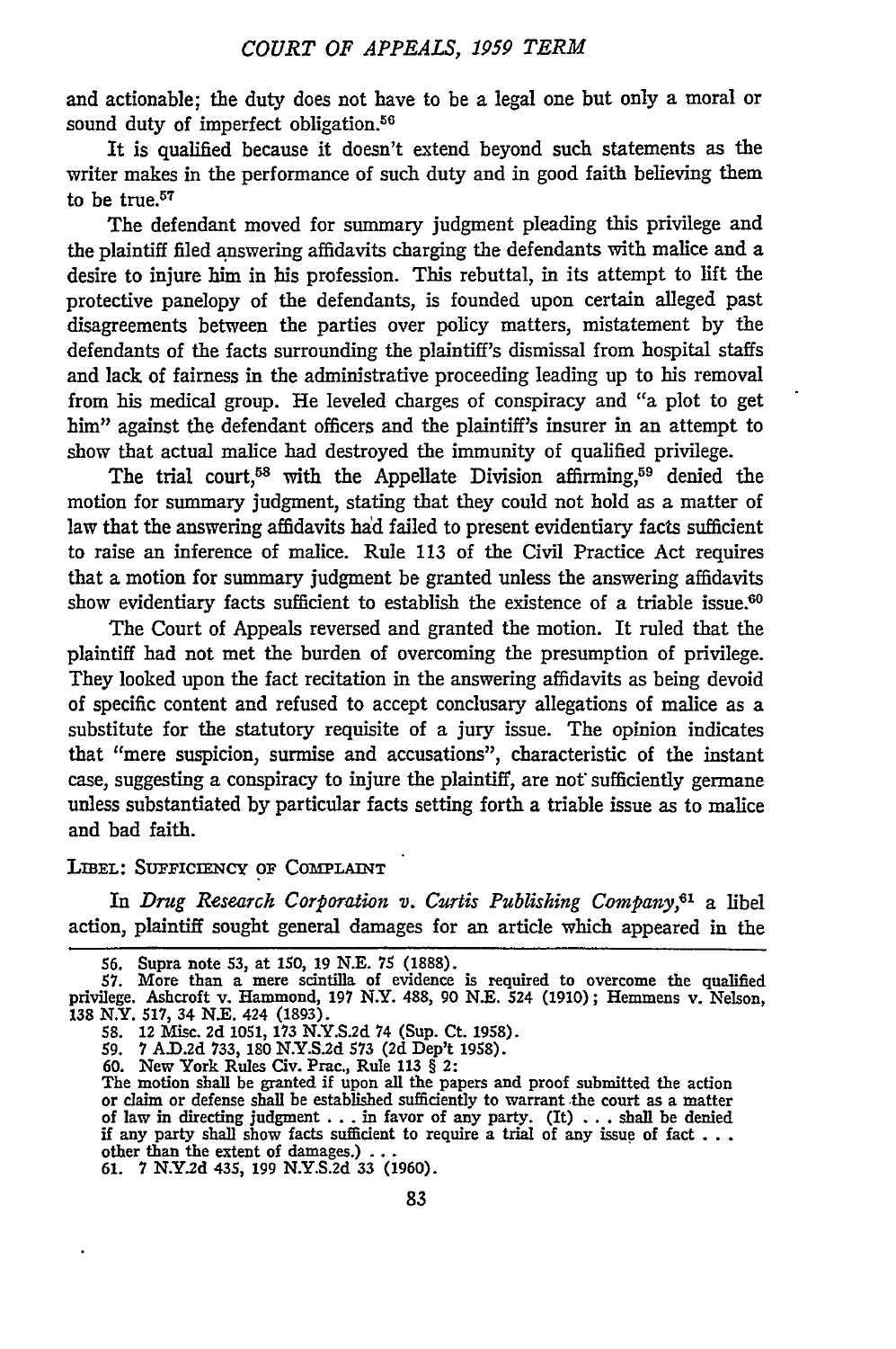and actionable; the duty does not have to be a legal one but only a moral or sound duty of imperfect obligation.[56]

It is qualified because it doesn't extend beyond such statements as the writer makes in the performance of such duty and in good faith believing them to be true.[57]

The defendant moved for summary judgment pleading this privilege and the plaintiff filed answering affidavits charging the defendants with malice and a desire to injure him in his profession. This rebuttal, in its attempt to lift the protective panelopy of the defendants, is founded upon certain alleged past disagreements between the parties over policy matters, mistatement by the defendants of the facts surrounding the plaintiff's dismissal from hospital staffs and lack of fairness in the administrative proceeding leading up to his removal from his medical group. He leveled charges of conspiracy and "a plot to get him" against the defendant officers and the plaintiff's insurer in an attempt to show that actual malice had destroyed the immunity of qualified privilege.

The trial court,[58] with the Appellate Division affirming,[59] denied the motion for summary judgment, stating that they could not hold as a matter of law that the answering affidavits had failed to present evidentiary facts sufficient to raise an inference of malice. Rule 113 of the Civil Practice Act requires that a motion for summary judgment be granted unless the answering affidavits show evidentiary facts sufficient to establish the existence of a triable issue.[60]

The Court of Appeals reversed and granted the motion. It ruled that the plaintiff had not met the burden of overcoming the presumption of privilege. They looked upon the fact recitation in the answering affidavits as being devoid of specific content and refused to accept conclusary allegations of malice as a substitute for the statutory requisite of a jury issue. The opinion indicates that "mere suspicion, surmise and accusations", characteristic of the instant case, suggesting a conspiracy to injure the plaintiff, are not sufficiently germane unless substantiated by particular facts setting forth a triable issue as to malice and bad faith.

### LIBEL: SUFFICIENCY OF COMPLAINT

In *Drug Research Corporation v. Curtis Publishing Company*,[61] a libel action, plaintiff sought general damages for an article which appeared in the

---

56. Supra note 53, at 150, 19 N.E. 75 (1888).

57. More than a mere scintilla of evidence is required to overcome the qualified privilege. Ashcroft v. Hammond, 197 N.Y. 488, 90 N.E. 524 (1910); Hemmens v. Nelson, 138 N.Y. 517, 34 N.E. 424 (1893).

58. 12 Misc. 2d 1051, 173 N.Y.S.2d 74 (Sup. Ct. 1958).

59. 7 A.D.2d 733, 180 N.Y.S.2d 573 (2d Dep't 1958).

60. New York Rules Civ. Prac., Rule 113 § 2:
The motion shall be granted if upon all the papers and proof submitted the action or claim or defense shall be established sufficiently to warrant the court as a matter of law in directing judgment . . . in favor of any party. (It) . . . shall be denied if any party shall show facts sufficient to require a trial of any issue of fact . . . other than the extent of damages.) . . .

61. 7 N.Y.2d 435, 199 N.Y.S.2d 33 (1960).